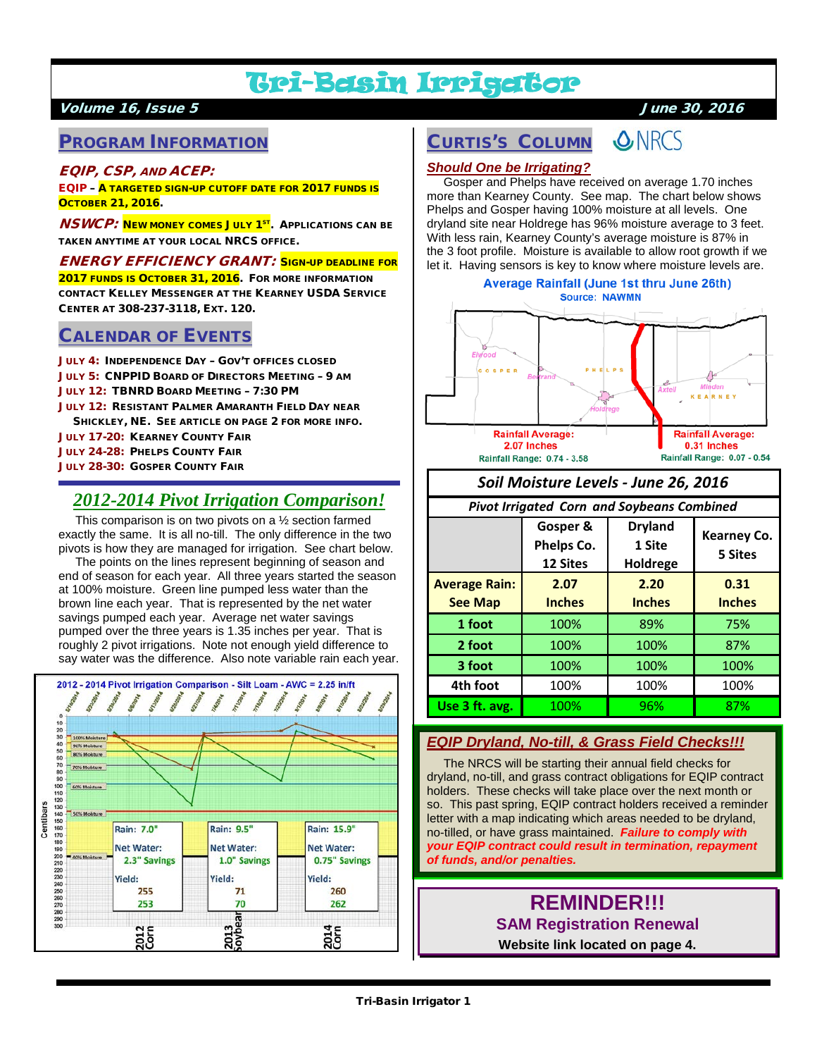# Tri-Basin Irrigator

**Volume 16, Issue 5** — **June 30, 2016**

## PROGRAM INFORMATION

### EQIP, CSP, AND ACEP:

**EQIP – A TARGETED SIGN-UP CUTOFF DATE FOR 2017 FUNDS IS OCTOBER 21, 2016.**

**NSWCP: NEW MONEY COMES JULY 1ST. APPLICATIONS CAN BE TAKEN ANYTIME AT YOUR LOCAL NRCS OFFICE.**

**ENERGY EFFICIENCY GRANT: SIGN-UP DEADLINE FOR 2017 FUNDS IS OCTOBER 31, 2016. FOR MORE INFORMATION CONTACT KELLEY MESSENGER AT THE KEARNEY USDA SERVICE CENTER AT 308-237-3118, EXT. 120.**

## CALENDAR OF EVENTS

- **JULY 4: INDEPENDENCE DAY – GOV'T OFFICES CLOSED**
- **JULY 5: CNPPID BOARD OF DIRECTORS MEETING – 9 AM**
- **JULY 12: TBNRD BOARD MEETING – 7:30 PM**
- **JULY 12: RESISTANT PALMER AMARANTH FIELD DAY NEAR SHICKLEY, NE. SEE ARTICLE ON PAGE 2 FOR MORE INFO.**
- **JULY 17-20: KEARNEY COUNTY FAIR**
- **JULY 24-28: PHELPS COUNTY FAIR**
- **JULY 28-30: GOSPER COUNTY FAIR**

## 2012-2014 Pivot Irrigation Comparison!

This comparison is on two pivots on a ½ section farmed exactly the same. It is all no-till. The only difference in the two pivots is how they are managed for irrigation. See chart below.

The points on the lines represent beginning of season and end of season for each year. All three years started the season at 100% moisture. Green line pumped less water than the brown line each year. That is represented by the net water savings pumped each year. Average net water savings pumped over the three years is 1.35 inches per year. That is roughly 2 pivot irrigations. Note not enough yield difference to say water was the difference. Also note variable rain each year.

**2012 - 2014 Pivot Irrigation Comparison - Silt Loam - AWC = 2.25 in/ft**

| | 2012 Corn | 2013 Soybean | 2014 Corn |
|---|---|---|---|
| Rain | 7.0" | 9.5" | 15.9" |
| Net Water | 2.3" Savings | 1.0" Savings | 0.75" Savings |
| Yield | 255 / 253 | 71 / 70 | 260 / 262 |

## CURTIS'S COLUMN — NRCS

### Should One be Irrigating?

Gosper and Phelps have received on average 1.70 inches more than Kearney County. See map. The chart below shows Phelps and Gosper having 100% moisture at all levels. One dryland site near Holdrege has 96% moisture average to 3 feet. With less rain, Kearney County's average moisture is 87% in the 3 foot profile. Moisture is available to allow root growth if we let it. Having sensors is key to know where moisture levels are.

**Average Rainfall (June 1st thru June 26th)**
Source: NAWMN

Rainfall Average: 2.07 Inches — Rainfall Range: 0.74 - 3.58 (Gosper & Phelps)
Rainfall Average: 0.31 Inches — Rainfall Range: 0.07 - 0.54 (Kearney)

**Soil Moisture Levels - June 26, 2016**
*Pivot Irrigated Corn and Soybeans Combined*

| | Gosper & Phelps Co. 12 Sites | Dryland 1 Site Holdrege | Kearney Co. 5 Sites |
|---|---|---|---|
| Average Rain: See Map | 2.07 Inches | 2.20 Inches | 0.31 Inches |
| 1 foot | 100% | 89% | 75% |
| 2 foot | 100% | 100% | 87% |
| 3 foot | 100% | 100% | 100% |
| 4th foot | 100% | 100% | 100% |
| Use 3 ft. avg. | 100% | 96% | 87% |

### EQIP Dryland, No-till, & Grass Field Checks!!!

The NRCS will be starting their annual field checks for dryland, no-tilled, and grass contract obligations for EQIP contract holders. These checks will take place over the next month or so. This past spring, EQIP contract holders received a reminder letter with a map indicating which areas needed to be dryland, no-tilled, or have grass maintained. ***Failure to comply with your EQIP contract could result in termination, repayment of funds, and/or penalties.***

## REMINDER!!!

**SAM Registration Renewal**

**Website link located on page 4.**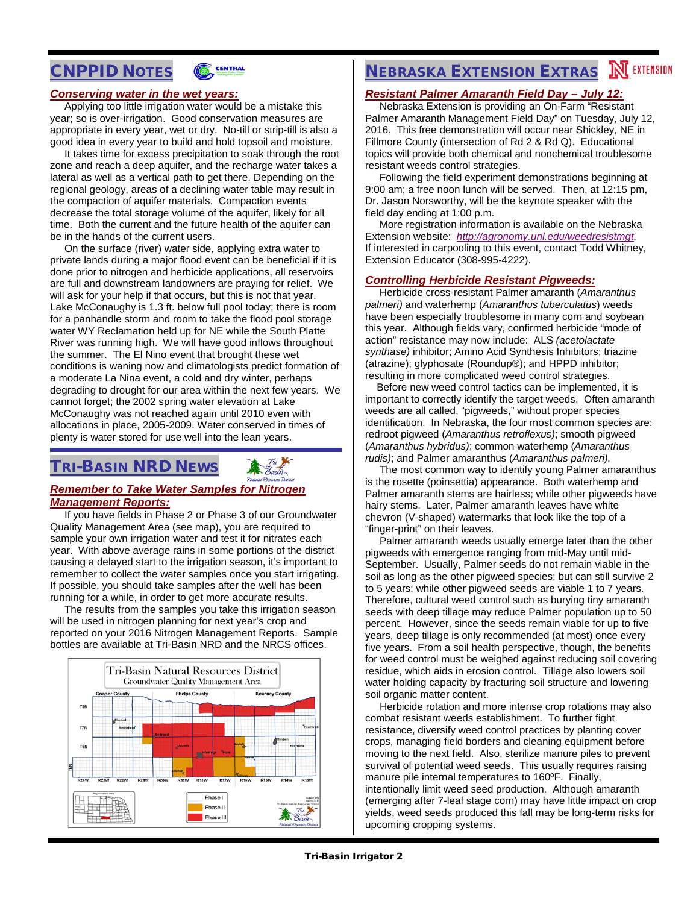## CNPPID Notes

### *Conserving water in the wet years:*

Applying too little irrigation water would be a mistake this year; so is over-irrigation. Good conservation measures are appropriate in every year, wet or dry. No-till or strip-till is also a good idea in every year to build and hold topsoil and moisture.

It takes time for excess precipitation to soak through the root zone and reach a deep aquifer, and the recharge water takes a lateral as well as a vertical path to get there. Depending on the regional geology, areas of a declining water table may result in the compaction of aquifer materials. Compaction events decrease the total storage volume of the aquifer, likely for all time. Both the current and the future health of the aquifer can be in the hands of the current users.

On the surface (river) water side, applying extra water to private lands during a major flood event can be beneficial if it is done prior to nitrogen and herbicide applications, all reservoirs are full and downstream landowners are praying for relief. We will ask for your help if that occurs, but this is not that year. Lake McConaughy is 1.3 ft. below full pool today; there is room for a panhandle storm and room to take the flood pool storage water WY Reclamation held up for NE while the South Platte River was running high. We will have good inflows throughout the summer. The El Nino event that brought these wet conditions is waning now and climatologists predict formation of a moderate La Nina event, a cold and dry winter, perhaps degrading to drought for our area within the next few years. We cannot forget; the 2002 spring water elevation at Lake McConaughy was not reached again until 2010 even with allocations in place, 2005-2009. Water conserved in times of plenty is water stored for use well into the lean years.

## Tri-Basin NRD News

### *Remember to Take Water Samples for Nitrogen Management Reports:*

If you have fields in Phase 2 or Phase 3 of our Groundwater Quality Management Area (see map), you are required to sample your own irrigation water and test it for nitrates each year. With above average rains in some portions of the district causing a delayed start to the irrigation season, it's important to remember to collect the water samples once you start irrigating. If possible, you should take samples after the well has been running for a while, in order to get more accurate results.

The results from the samples you take this irrigation season will be used in nitrogen planning for next year's crop and reported on your 2016 Nitrogen Management Reports. Sample bottles are available at Tri-Basin NRD and the NRCS offices.

Tri-Basin Natural Resources District
Groundwater Quality Management Area

Phase I
Phase II
Phase III

## Nebraska Extension Extras

### *Resistant Palmer Amaranth Field Day – July 12:*

Nebraska Extension is providing an On-Farm "Resistant Palmer Amaranth Management Field Day" on Tuesday, July 12, 2016. This free demonstration will occur near Shickley, NE in Fillmore County (intersection of Rd 2 & Rd Q). Educational topics will provide both chemical and nonchemical troublesome resistant weeds control strategies.

Following the field experiment demonstrations beginning at 9:00 am; a free noon lunch will be served. Then, at 12:15 pm, Dr. Jason Norsworthy, will be the keynote speaker with the field day ending at 1:00 p.m.

More registration information is available on the Nebraska Extension website: *http://agronomy.unl.edu/weedresistmgt.* If interested in carpooling to this event, contact Todd Whitney, Extension Educator (308-995-4222).

### *Controlling Herbicide Resistant Pigweeds:*

Herbicide cross-resistant Palmer amaranth (*Amaranthus palmeri)* and waterhemp (*Amaranthus tuberculatus*) weeds have been especially troublesome in many corn and soybean this year. Although fields vary, confirmed herbicide "mode of action" resistance may now include: ALS *(acetolactate synthase)* inhibitor; Amino Acid Synthesis Inhibitors; triazine (atrazine); glyphosate (Roundup®); and HPPD inhibitor; resulting in more complicated weed control strategies.

Before new weed control tactics can be implemented, it is important to correctly identify the target weeds. Often amaranth weeds are all called, "pigweeds," without proper species identification. In Nebraska, the four most common species are: redroot pigweed (*Amaranthus retroflexus)*; smooth pigweed (*Amaranthus hybridus)*; common waterhemp (*Amaranthus rudis)*; and Palmer amaranthus (*Amaranthus palmeri).*

The most common way to identify young Palmer amaranthus is the rosette (poinsettia) appearance. Both waterhemp and Palmer amaranth stems are hairless; while other pigweeds have hairy stems. Later, Palmer amaranth leaves have white chevron (V-shaped) watermarks that look like the top of a "finger-print" on their leaves.

Palmer amaranth weeds usually emerge later than the other pigweeds with emergence ranging from mid-May until mid-September. Usually, Palmer seeds do not remain viable in the soil as long as the other pigweed species; but can still survive 2 to 5 years; while other pigweed seeds are viable 1 to 7 years. Therefore, cultural weed control such as burying tiny amaranth seeds with deep tillage may reduce Palmer population up to 50 percent. However, since the seeds remain viable for up to five years, deep tillage is only recommended (at most) once every five years. From a soil health perspective, though, the benefits for weed control must be weighed against reducing soil covering residue, which aids in erosion control. Tillage also lowers soil water holding capacity by fracturing soil structure and lowering soil organic matter content.

Herbicide rotation and more intense crop rotations may also combat resistant weeds establishment. To further fight resistance, diversify weed control practices by planting cover crops, managing field borders and cleaning equipment before moving to the next field. Also, sterilize manure piles to prevent survival of potential weed seeds. This usually requires raising manure pile internal temperatures to 160ºF. Finally, intentionally limit weed seed production. Although amaranth (emerging after 7-leaf stage corn) may have little impact on crop yields, weed seeds produced this fall may be long-term risks for upcoming cropping systems.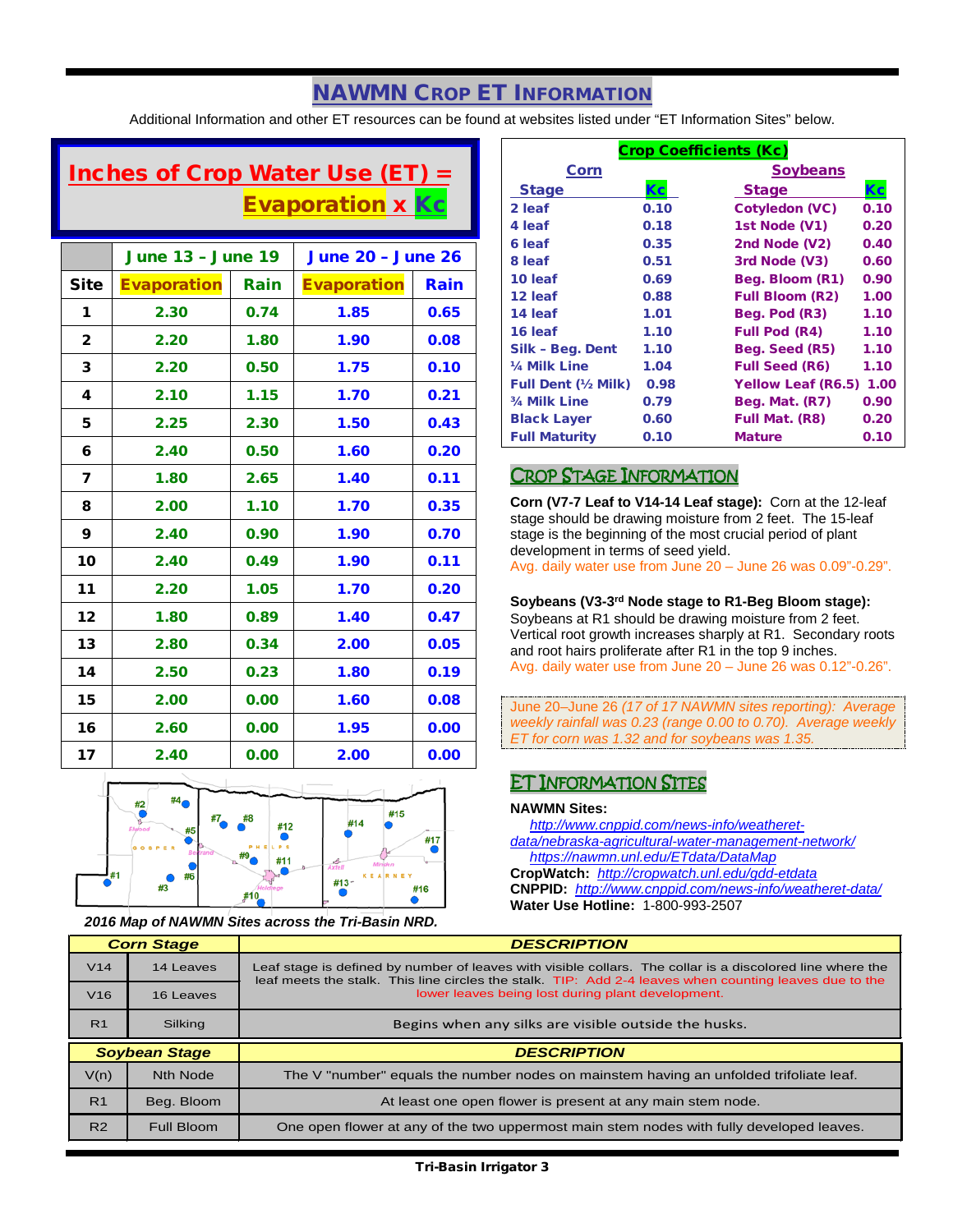# NAWMN Crop ET Information

Additional Information and other ET resources can be found at websites listed under "ET Information Sites" below.

## Inches of Crop Water Use (ET) = Evaporation x Kc

| | June 13 – June 19 | | June 20 – June 26 | |
|---|---|---|---|---|
| Site | Evaporation | Rain | Evaporation | Rain |
| 1 | 2.30 | 0.74 | 1.85 | 0.65 |
| 2 | 2.20 | 1.80 | 1.90 | 0.08 |
| 3 | 2.20 | 0.50 | 1.75 | 0.10 |
| 4 | 2.10 | 1.15 | 1.70 | 0.21 |
| 5 | 2.25 | 2.30 | 1.50 | 0.43 |
| 6 | 2.40 | 0.50 | 1.60 | 0.20 |
| 7 | 1.80 | 2.65 | 1.40 | 0.11 |
| 8 | 2.00 | 1.10 | 1.70 | 0.35 |
| 9 | 2.40 | 0.90 | 1.90 | 0.70 |
| 10 | 2.40 | 0.49 | 1.90 | 0.11 |
| 11 | 2.20 | 1.05 | 1.70 | 0.20 |
| 12 | 1.80 | 0.89 | 1.40 | 0.47 |
| 13 | 2.80 | 0.34 | 2.00 | 0.05 |
| 14 | 2.50 | 0.23 | 1.80 | 0.19 |
| 15 | 2.00 | 0.00 | 1.60 | 0.08 |
| 16 | 2.60 | 0.00 | 1.95 | 0.00 |
| 17 | 2.40 | 0.00 | 2.00 | 0.00 |

*2016 Map of NAWMN Sites across the Tri-Basin NRD.*

## Crop Coefficients (Kc)

| Corn Stage | Kc | Soybeans Stage | Kc |
|---|---|---|---|
| 2 leaf | 0.10 | Cotyledon (VC) | 0.10 |
| 4 leaf | 0.18 | 1st Node (V1) | 0.20 |
| 6 leaf | 0.35 | 2nd Node (V2) | 0.40 |
| 8 leaf | 0.51 | 3rd Node (V3) | 0.60 |
| 10 leaf | 0.69 | Beg. Bloom (R1) | 0.90 |
| 12 leaf | 0.88 | Full Bloom (R2) | 1.00 |
| 14 leaf | 1.01 | Beg. Pod (R3) | 1.10 |
| 16 leaf | 1.10 | Full Pod (R4) | 1.10 |
| Silk – Beg. Dent | 1.10 | Beg. Seed (R5) | 1.10 |
| ¼ Milk Line | 1.04 | Full Seed (R6) | 1.10 |
| Full Dent (½ Milk) | 0.98 | Yellow Leaf (R6.5) | 1.00 |
| ¾ Milk Line | 0.79 | Beg. Mat. (R7) | 0.90 |
| Black Layer | 0.60 | Full Mat. (R8) | 0.20 |
| Full Maturity | 0.10 | Mature | 0.10 |

## Crop Stage Information

**Corn (V7-7 Leaf to V14-14 Leaf stage):** Corn at the 12-leaf stage should be drawing moisture from 2 feet. The 15-leaf stage is the beginning of the most crucial period of plant development in terms of seed yield.
Avg. daily water use from June 20 – June 26 was 0.09"-0.29".

**Soybeans (V3-3rd Node stage to R1-Beg Bloom stage):** Soybeans at R1 should be drawing moisture from 2 feet. Vertical root growth increases sharply at R1. Secondary roots and root hairs proliferate after R1 in the top 9 inches.
Avg. daily water use from June 20 – June 26 was 0.12"-0.26".

June 20–June 26 *(17 of 17 NAWMN sites reporting): Average weekly rainfall was 0.23 (range 0.00 to 0.70). Average weekly ET for corn was 1.32 and for soybeans was 1.35.*

## ET Information Sites

**NAWMN Sites:**
http://www.cnppid.com/news-info/weatheret-data/nebraska-agricultural-water-management-network/
https://nawmn.unl.edu/ETdata/DataMap
**CropWatch:** http://cropwatch.unl.edu/gdd-etdata
**CNPPID:** http://www.cnppid.com/news-info/weather-data/
**Water Use Hotline:** 1-800-993-2507

| Corn Stage | | DESCRIPTION |
|---|---|---|
| V14 | 14 Leaves | Leaf stage is defined by number of leaves with visible collars. The collar is a discolored line where the leaf meets the stalk. This line circles the stalk. TIP: Add 2-4 leaves when counting leaves due to the lower leaves being lost during plant development. |
| V16 | 16 Leaves | |
| R1 | Silking | Begins when any silks are visible outside the husks. |

| Soybean Stage | | DESCRIPTION |
|---|---|---|
| V(n) | Nth Node | The V "number" equals the number nodes on mainstem having an unfolded trifoliate leaf. |
| R1 | Beg. Bloom | At least one open flower is present at any main stem node. |
| R2 | Full Bloom | One open flower at any of the two uppermost main stem nodes with fully developed leaves. |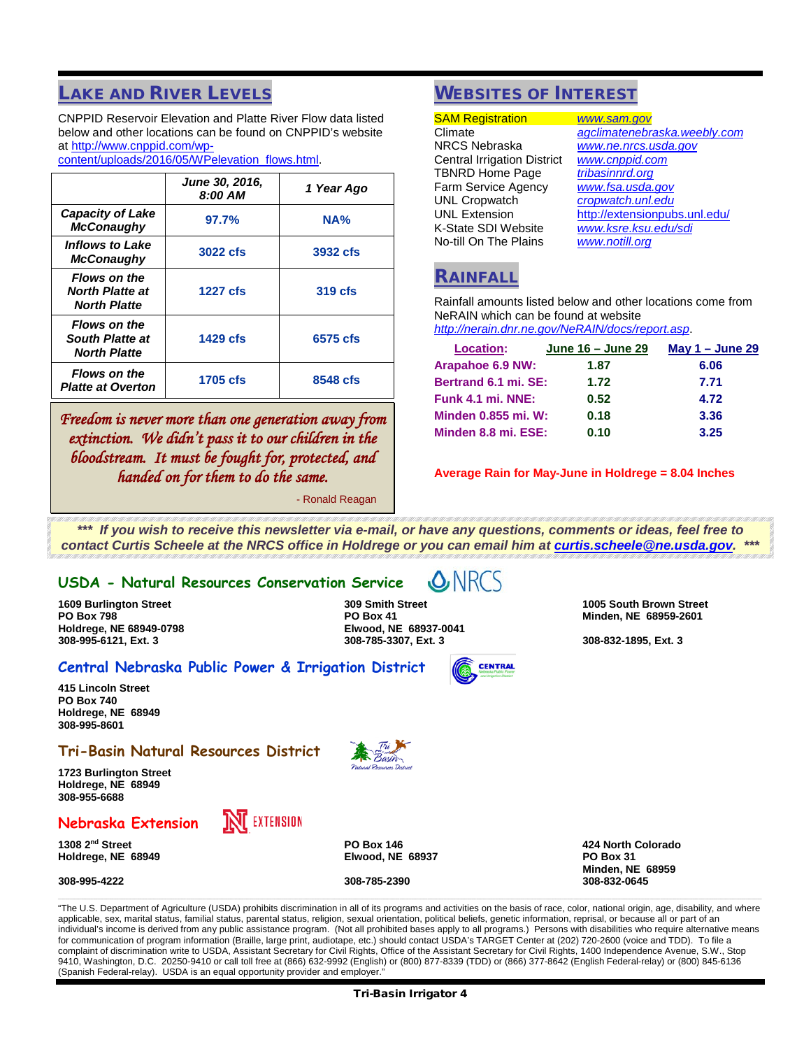## Lake and River Levels

CNPPID Reservoir Elevation and Platte River Flow data listed below and other locations can be found on CNPPID's website at http://www.cnppid.com/wp-content/uploads/2016/05/WPelevation_flows.html.

| | June 30, 2016, 8:00 AM | 1 Year Ago |
|---|---|---|
| Capacity of Lake McConaughy | 97.7% | NA% |
| Inflows to Lake McConaughy | 3022 cfs | 3932 cfs |
| Flows on the North Platte at North Platte | 1227 cfs | 319 cfs |
| Flows on the South Platte at North Platte | 1429 cfs | 6575 cfs |
| Flows on the Platte at Overton | 1705 cfs | 8548 cfs |

*Freedom is never more than one generation away from extinction. We didn't pass it to our children in the bloodstream. It must be fought for, protected, and handed on for them to do the same.*

- Ronald Reagan

## Websites of Interest

| | |
|---|---|
| SAM Registration | www.sam.gov |
| Climate | agclimatenebraska.weebly.com |
| NRCS Nebraska | www.ne.nrcs.usda.gov |
| Central Irrigation District | www.cnppid.com |
| TBNRD Home Page | tribasinnrd.org |
| Farm Service Agency | www.fsa.usda.gov |
| UNL Cropwatch | cropwatch.unl.edu |
| UNL Extension | http://extensionpubs.unl.edu/ |
| K-State SDI Website | www.ksre.ksu.edu/sdi |
| No-till On The Plains | www.notill.org |

## Rainfall

Rainfall amounts listed below and other locations come from NeRAIN which can be found at website *http://nerain.dnr.ne.gov/NeRAIN/docs/report.asp*.

| Location: | June 16 – June 29 | May 1 – June 29 |
|---|---|---|
| Arapahoe 6.9 NW: | 1.87 | 6.06 |
| Bertrand 6.1 mi. SE: | 1.72 | 7.71 |
| Funk 4.1 mi. NNE: | 0.52 | 4.72 |
| Minden 0.855 mi. W: | 0.18 | 3.36 |
| Minden 8.8 mi. ESE: | 0.10 | 3.25 |

**Average Rain for May-June in Holdrege = 8.04 Inches**

***\*\*\* If you wish to receive this newsletter via e-mail, or have any questions, comments or ideas, feel free to contact Curtis Scheele at the NRCS office in Holdrege or you can email him at curtis.scheele@ne.usda.gov. \*\*\****

## USDA - Natural Resources Conservation Service

**1609 Burlington Street**
**PO Box 798**
**Holdrege, NE 68949-0798**
**308-995-6121, Ext. 3**

**309 Smith Street**
**PO Box 41**
**Elwood, NE 68937-0041**
**308-785-3307, Ext. 3**

**1005 South Brown Street**
**Minden, NE 68959-2601**
**308-832-1895, Ext. 3**

## Central Nebraska Public Power & Irrigation District

**415 Lincoln Street**
**PO Box 740**
**Holdrege, NE 68949**
**308-995-8601**

## Tri-Basin Natural Resources District

**1723 Burlington Street**
**Holdrege, NE 68949**
**308-955-6688**

## Nebraska Extension

**1308 2nd Street**
**Holdrege, NE 68949**
**308-995-4222**

**PO Box 146**
**Elwood, NE 68937**
**308-785-2390**

**424 North Colorado**
**PO Box 31**
**Minden, NE 68959**
**308-832-0645**

"The U.S. Department of Agriculture (USDA) prohibits discrimination in all of its programs and activities on the basis of race, color, national origin, age, disability, and where applicable, sex, marital status, familial status, parental status, religion, sexual orientation, political beliefs, genetic information, reprisal, or because all or part of an individual's income is derived from any public assistance program. (Not all prohibited bases apply to all programs.) Persons with disabilities who require alternative means for communication of program information (Braille, large print, audiotape, etc.) should contact USDA's TARGET Center at (202) 720-2600 (voice and TDD). To file a complaint of discrimination write to USDA, Assistant Secretary for Civil Rights, Office of the Assistant Secretary for Civil Rights, 1400 Independence Avenue, S.W., Stop 9410, Washington, D.C. 20250-9410 or call toll free at (866) 632-9992 (English) or (800) 877-8339 (TDD) or (866) 377-8642 (English Federal-relay) or (800) 845-6136 (Spanish Federal-relay). USDA is an equal opportunity provider and employer."